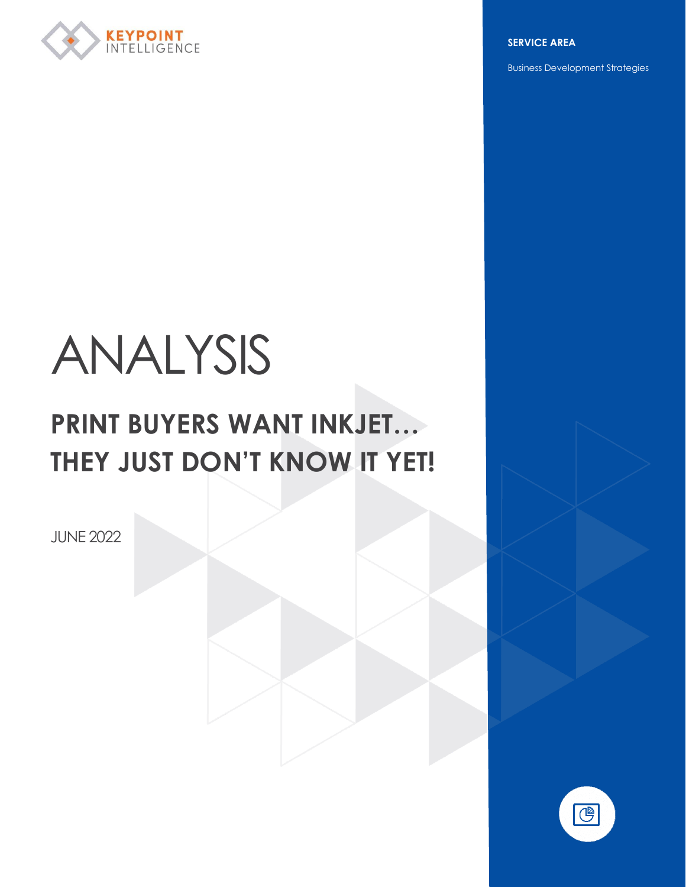KEYPOINT INTELLIGENCE

**SERVICE AREA**

Business Development Strategies

# ANALYSIS

## PRINT BUYERS WANT INKJET… THEY JUST DON'T KNOW IT YET!

JUNE 2022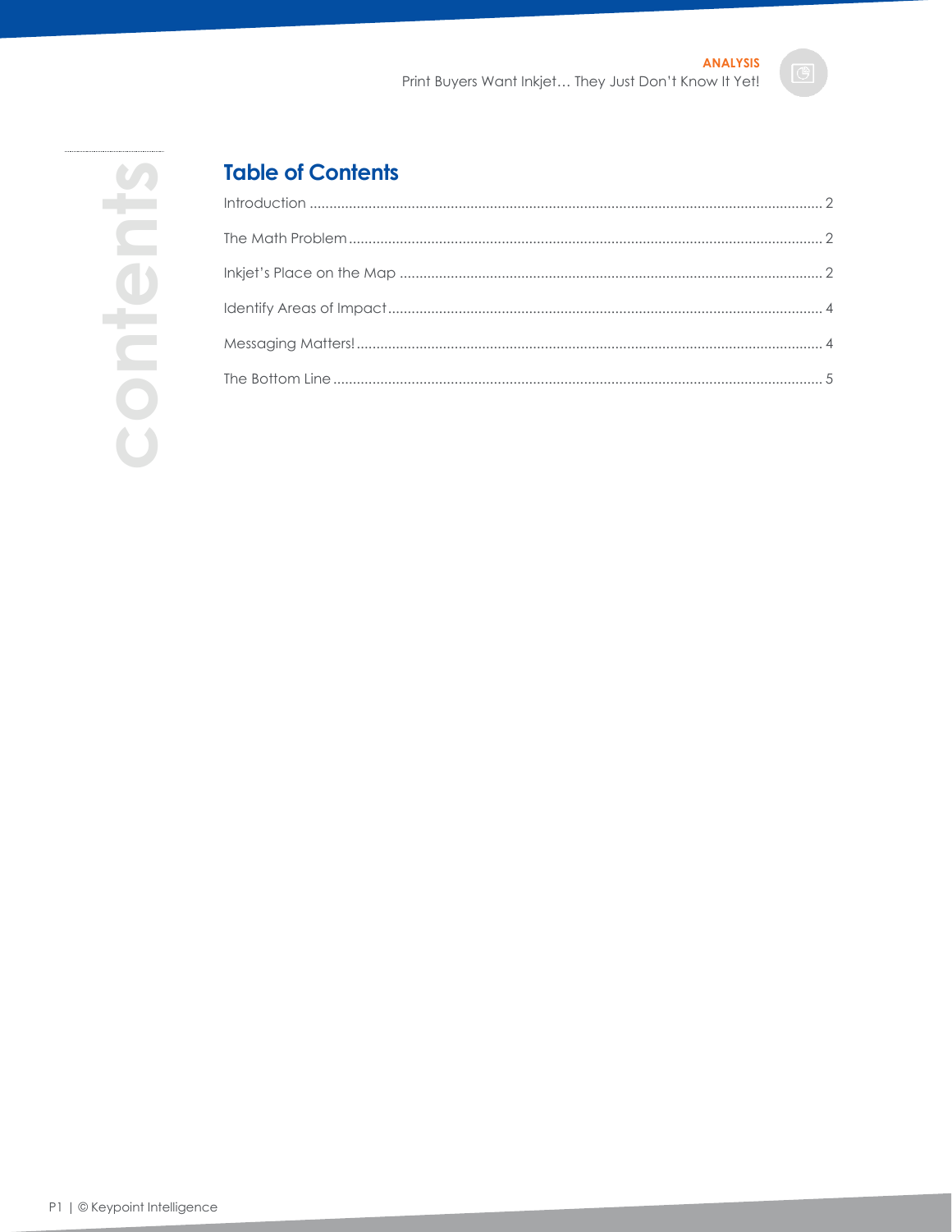## Table of Contents

Introduction ................................................................ 2

The Math Problem ................................................................ 2

Inkjet's Place on the Map ................................................................ 2

Identify Areas of Impact ................................................................ 4

Messaging Matters! ................................................................ 4

The Bottom Line ................................................................ 5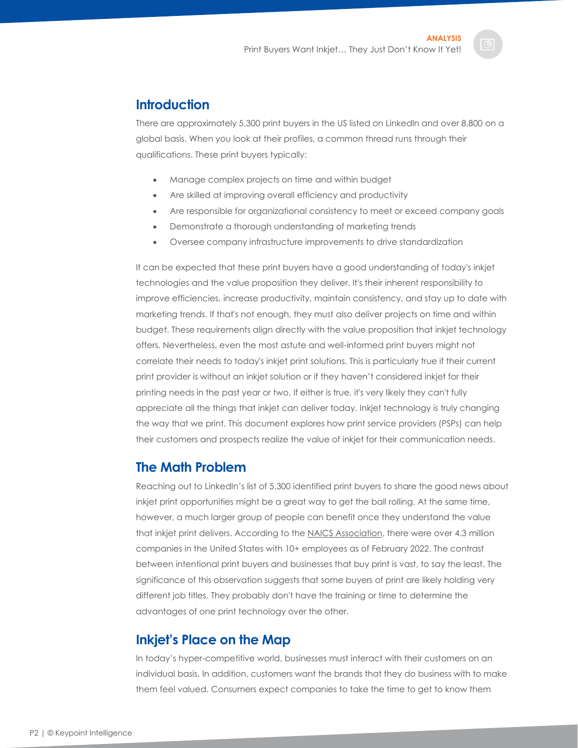## Introduction

There are approximately 5,300 print buyers in the US listed on LinkedIn and over 8,800 on a global basis. When you look at their profiles, a common thread runs through their qualifications. These print buyers typically:

- Manage complex projects on time and within budget
- Are skilled at improving overall efficiency and productivity
- Are responsible for organizational consistency to meet or exceed company goals
- Demonstrate a thorough understanding of marketing trends
- Oversee company infrastructure improvements to drive standardization

It can be expected that these print buyers have a good understanding of today's inkjet technologies and the value proposition they deliver. It's their inherent responsibility to improve efficiencies, increase productivity, maintain consistency, and stay up to date with marketing trends. If that's not enough, they must also deliver projects on time and within budget. These requirements align directly with the value proposition that inkjet technology offers. Nevertheless, even the most astute and well-informed print buyers might not correlate their needs to today's inkjet print solutions. This is particularly true if their current print provider is without an inkjet solution or if they haven't considered inkjet for their printing needs in the past year or two. If either is true, it's very likely they can't fully appreciate all the things that inkjet can deliver today. Inkjet technology is truly changing the way that we print. This document explores how print service providers (PSPs) can help their customers and prospects realize the value of inkjet for their communication needs.

## The Math Problem

Reaching out to LinkedIn's list of 5,300 identified print buyers to share the good news about inkjet print opportunities might be a great way to get the ball rolling. At the same time, however, a much larger group of people can benefit once they understand the value that inkjet print delivers. According to the NAICS Association, there were over 4.3 million companies in the United States with 10+ employees as of February 2022. The contrast between intentional print buyers and businesses that buy print is vast, to say the least. The significance of this observation suggests that some buyers of print are likely holding very different job titles. They probably don't have the training or time to determine the advantages of one print technology over the other.

## Inkjet's Place on the Map

In today's hyper-competitive world, businesses must interact with their customers on an individual basis. In addition, customers want the brands that they do business with to make them feel valued. Consumers expect companies to take the time to get to know them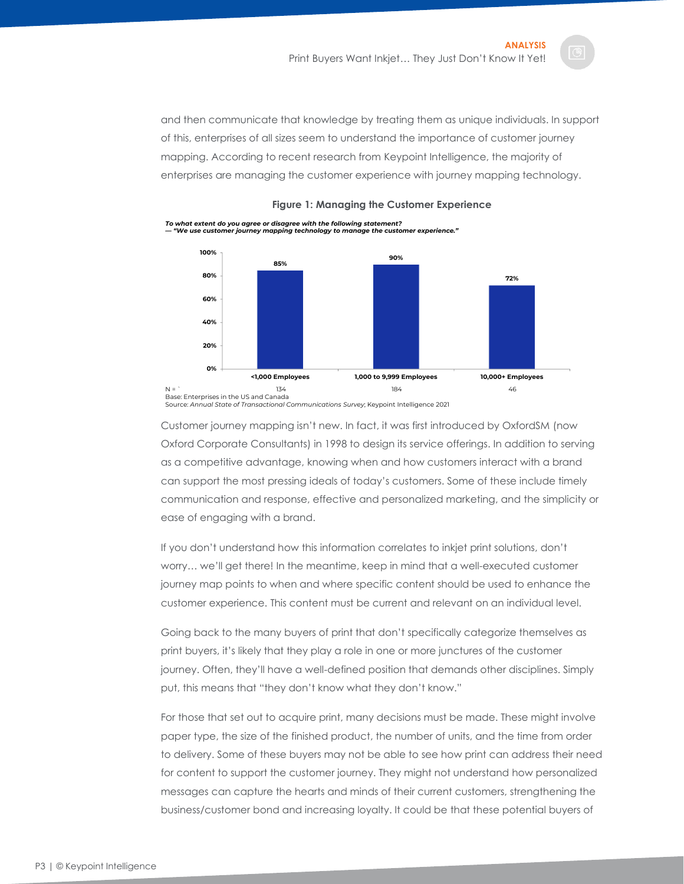and then communicate that knowledge by treating them as unique individuals. In support of this, enterprises of all sizes seem to understand the importance of customer journey mapping. According to recent research from Keypoint Intelligence, the majority of enterprises are managing the customer experience with journey mapping technology.

**Figure 1: Managing the Customer Experience**

***To what extent do you agree or disagree with the following statement? — "We use customer journey mapping technology to manage the customer experience."***

| | <1,000 Employees | 1,000 to 9,999 Employees | 10,000+ Employees |
|---|---|---|---|
| Agree | 85% | 90% | 72% |
| N = | 134 | 184 | 46 |

Base: Enterprises in the US and Canada
Source: *Annual State of Transactional Communications Survey*, Keypoint Intelligence 2021

Customer journey mapping isn't new. In fact, it was first introduced by OxfordSM (now Oxford Corporate Consultants) in 1998 to design its service offerings. In addition to serving as a competitive advantage, knowing when and how customers interact with a brand can support the most pressing ideals of today's customers. Some of these include timely communication and response, effective and personalized marketing, and the simplicity or ease of engaging with a brand.

If you don't understand how this information correlates to inkjet print solutions, don't worry… we'll get there! In the meantime, keep in mind that a well-executed customer journey map points to when and where specific content should be used to enhance the customer experience. This content must be current and relevant on an individual level.

Going back to the many buyers of print that don't specifically categorize themselves as print buyers, it's likely that they play a role in one or more junctures of the customer journey. Often, they'll have a well-defined position that demands other disciplines. Simply put, this means that "they don't know what they don't know."

For those that set out to acquire print, many decisions must be made. These might involve paper type, the size of the finished product, the number of units, and the time from order to delivery. Some of these buyers may not be able to see how print can address their need for content to support the customer journey. They might not understand how personalized messages can capture the hearts and minds of their current customers, strengthening the business/customer bond and increasing loyalty. It could be that these potential buyers of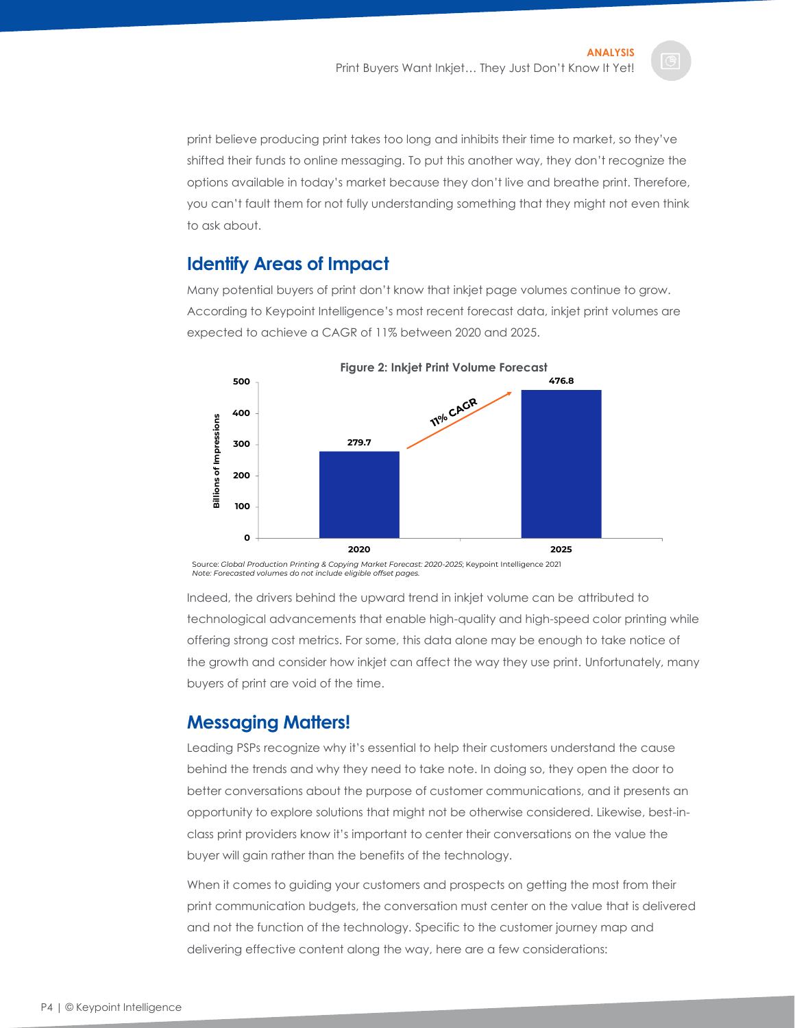print believe producing print takes too long and inhibits their time to market, so they've shifted their funds to online messaging. To put this another way, they don't recognize the options available in today's market because they don't live and breathe print. Therefore, you can't fault them for not fully understanding something that they might not even think to ask about.

## Identify Areas of Impact

Many potential buyers of print don't know that inkjet page volumes continue to grow. According to Keypoint Intelligence's most recent forecast data, inkjet print volumes are expected to achieve a CAGR of 11% between 2020 and 2025.

**Figure 2: Inkjet Print Volume Forecast**

| Year | Billions of Impressions |
|---|---|
| 2020 | 279.7 |
| 2025 | 476.8 |

11% CAGR

Source: *Global Production Printing & Copying Market Forecast: 2020-2025*; Keypoint Intelligence 2021
*Note: Forecasted volumes do not include eligible offset pages.*

Indeed, the drivers behind the upward trend in inkjet volume can be attributed to technological advancements that enable high-quality and high-speed color printing while offering strong cost metrics. For some, this data alone may be enough to take notice of the growth and consider how inkjet can affect the way they use print. Unfortunately, many buyers of print are void of the time.

## Messaging Matters!

Leading PSPs recognize why it's essential to help their customers understand the cause behind the trends and why they need to take note. In doing so, they open the door to better conversations about the purpose of customer communications, and it presents an opportunity to explore solutions that might not be otherwise considered. Likewise, best-in-class print providers know it's important to center their conversations on the value the buyer will gain rather than the benefits of the technology.

When it comes to guiding your customers and prospects on getting the most from their print communication budgets, the conversation must center on the value that is delivered and not the function of the technology. Specific to the customer journey map and delivering effective content along the way, here are a few considerations: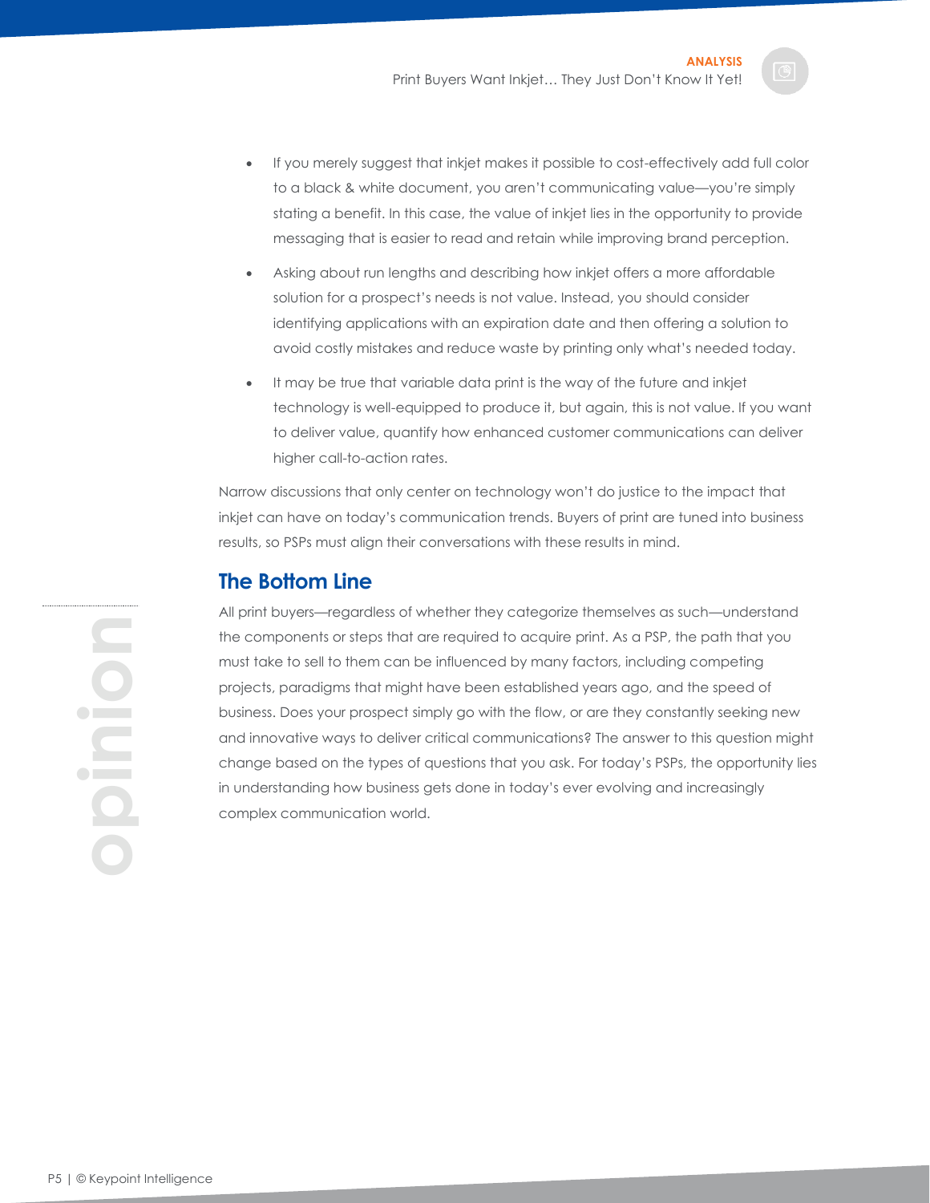- If you merely suggest that inkjet makes it possible to cost-effectively add full color to a black & white document, you aren't communicating value—you're simply stating a benefit. In this case, the value of inkjet lies in the opportunity to provide messaging that is easier to read and retain while improving brand perception.
- Asking about run lengths and describing how inkjet offers a more affordable solution for a prospect's needs is not value. Instead, you should consider identifying applications with an expiration date and then offering a solution to avoid costly mistakes and reduce waste by printing only what's needed today.
- It may be true that variable data print is the way of the future and inkjet technology is well-equipped to produce it, but again, this is not value. If you want to deliver value, quantify how enhanced customer communications can deliver higher call-to-action rates.

Narrow discussions that only center on technology won't do justice to the impact that inkjet can have on today's communication trends. Buyers of print are tuned into business results, so PSPs must align their conversations with these results in mind.

## The Bottom Line

All print buyers—regardless of whether they categorize themselves as such—understand the components or steps that are required to acquire print. As a PSP, the path that you must take to sell to them can be influenced by many factors, including competing projects, paradigms that might have been established years ago, and the speed of business. Does your prospect simply go with the flow, or are they constantly seeking new and innovative ways to deliver critical communications? The answer to this question might change based on the types of questions that you ask. For today's PSPs, the opportunity lies in understanding how business gets done in today's ever evolving and increasingly complex communication world.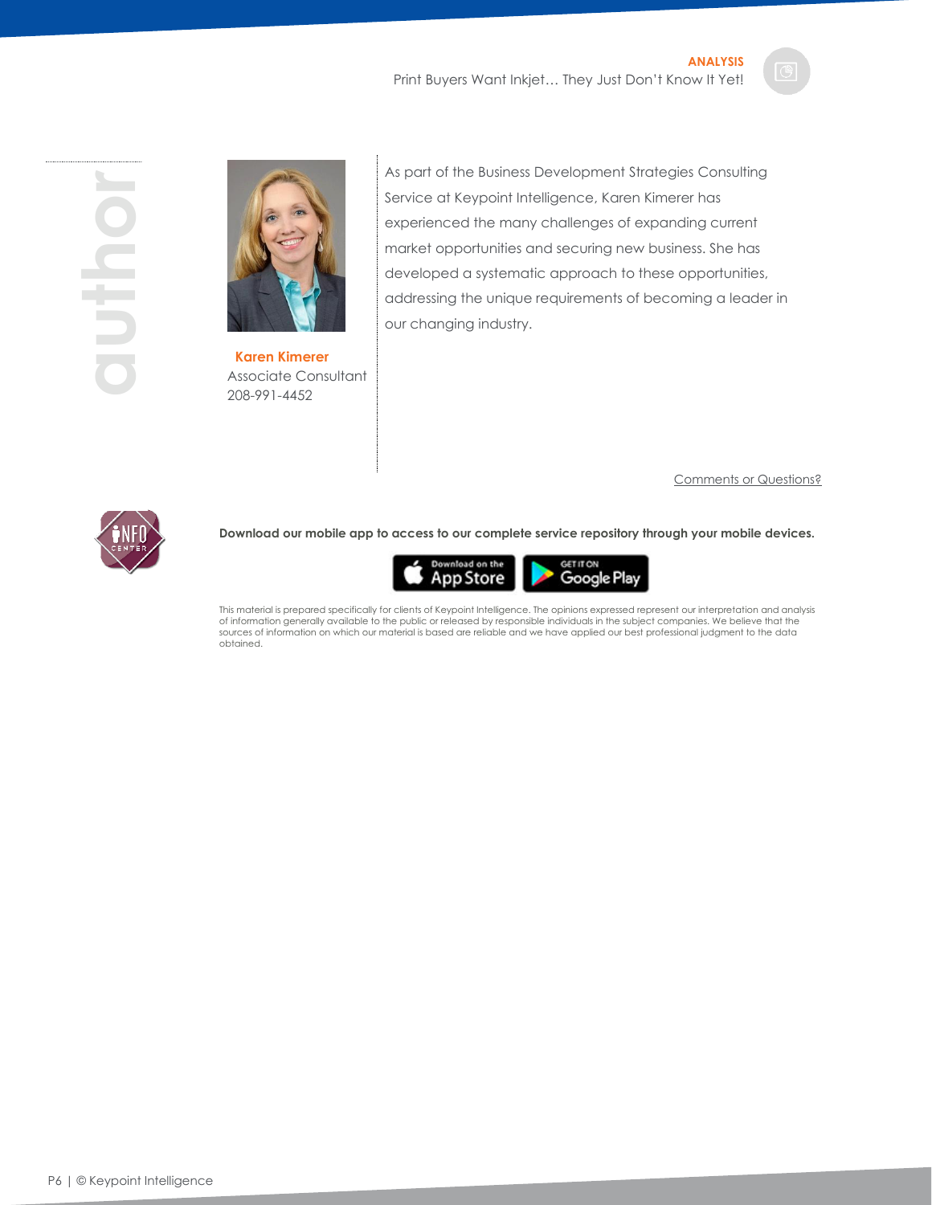# author

**Karen Kimerer**
Associate Consultant
208-991-4452

As part of the Business Development Strategies Consulting Service at Keypoint Intelligence, Karen Kimerer has experienced the many challenges of expanding current market opportunities and securing new business. She has developed a systematic approach to these opportunities, addressing the unique requirements of becoming a leader in our changing industry.

Comments or Questions?

**Download our mobile app to access to our complete service repository through your mobile devices.**

This material is prepared specifically for clients of Keypoint Intelligence. The opinions expressed represent our interpretation and analysis of information generally available to the public or released by responsible individuals in the subject companies. We believe that the sources of information on which our material is based are reliable and we have applied our best professional judgment to the data obtained.